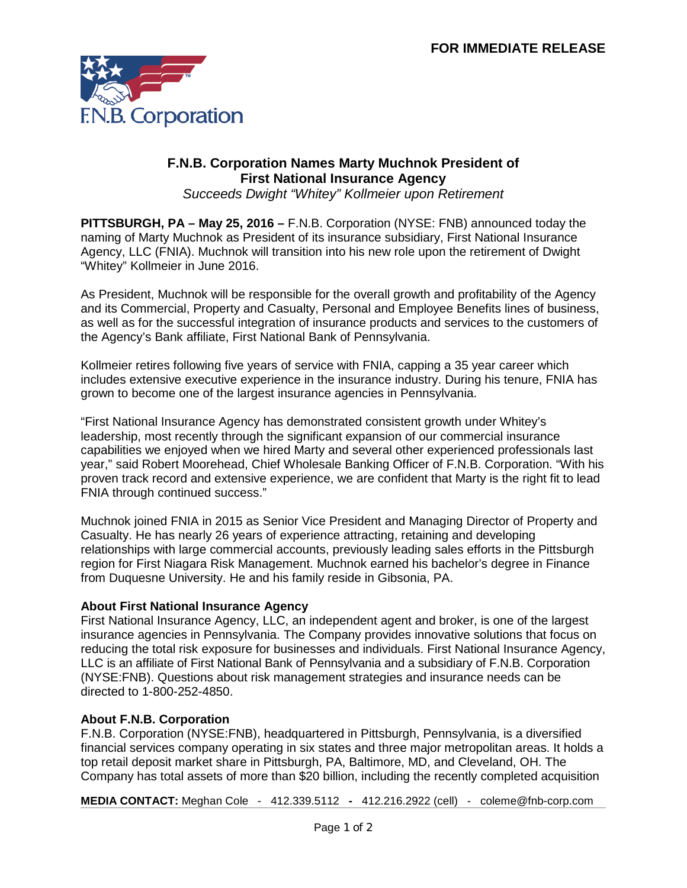**FOR IMMEDIATE RELEASE**

F.N.B. Corporation

# F.N.B. Corporation Names Marty Muchnok President of First National Insurance Agency

*Succeeds Dwight "Whitey" Kollmeier upon Retirement*

**PITTSBURGH, PA – May 25, 2016 –** F.N.B. Corporation (NYSE: FNB) announced today the naming of Marty Muchnok as President of its insurance subsidiary, First National Insurance Agency, LLC (FNIA). Muchnok will transition into his new role upon the retirement of Dwight "Whitey" Kollmeier in June 2016.

As President, Muchnok will be responsible for the overall growth and profitability of the Agency and its Commercial, Property and Casualty, Personal and Employee Benefits lines of business, as well as for the successful integration of insurance products and services to the customers of the Agency's Bank affiliate, First National Bank of Pennsylvania.

Kollmeier retires following five years of service with FNIA, capping a 35 year career which includes extensive executive experience in the insurance industry. During his tenure, FNIA has grown to become one of the largest insurance agencies in Pennsylvania.

"First National Insurance Agency has demonstrated consistent growth under Whitey's leadership, most recently through the significant expansion of our commercial insurance capabilities we enjoyed when we hired Marty and several other experienced professionals last year," said Robert Moorehead, Chief Wholesale Banking Officer of F.N.B. Corporation. "With his proven track record and extensive experience, we are confident that Marty is the right fit to lead FNIA through continued success."

Muchnok joined FNIA in 2015 as Senior Vice President and Managing Director of Property and Casualty. He has nearly 26 years of experience attracting, retaining and developing relationships with large commercial accounts, previously leading sales efforts in the Pittsburgh region for First Niagara Risk Management. Muchnok earned his bachelor's degree in Finance from Duquesne University. He and his family reside in Gibsonia, PA.

### About First National Insurance Agency

First National Insurance Agency, LLC, an independent agent and broker, is one of the largest insurance agencies in Pennsylvania. The Company provides innovative solutions that focus on reducing the total risk exposure for businesses and individuals. First National Insurance Agency, LLC is an affiliate of First National Bank of Pennsylvania and a subsidiary of F.N.B. Corporation (NYSE:FNB). Questions about risk management strategies and insurance needs can be directed to 1-800-252-4850.

### About F.N.B. Corporation

F.N.B. Corporation (NYSE:FNB), headquartered in Pittsburgh, Pennsylvania, is a diversified financial services company operating in six states and three major metropolitan areas. It holds a top retail deposit market share in Pittsburgh, PA, Baltimore, MD, and Cleveland, OH. The Company has total assets of more than $20 billion, including the recently completed acquisition

**MEDIA CONTACT:** Meghan Cole - 412.339.5112 **-** 412.216.2922 (cell) - coleme@fnb-corp.com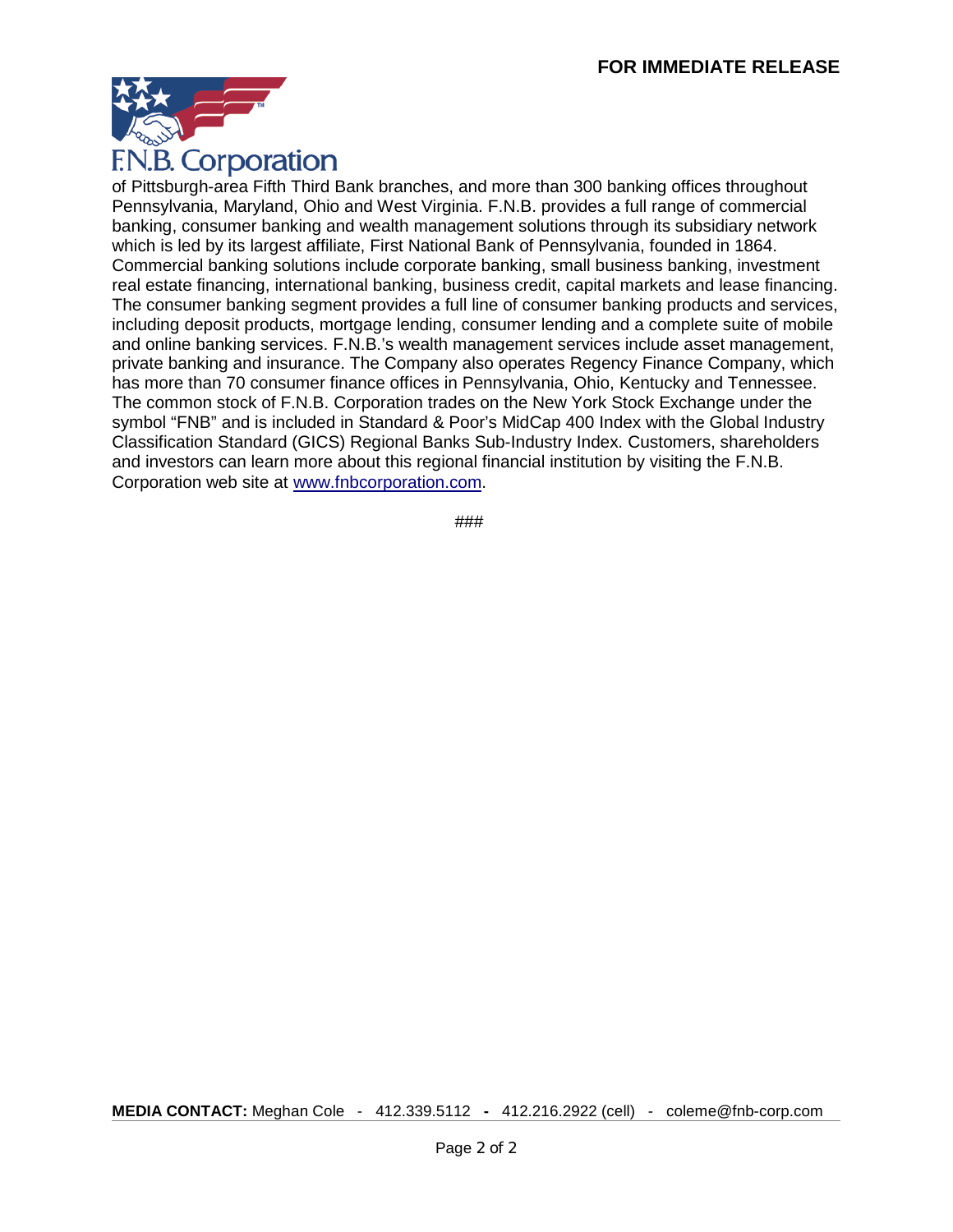of Pittsburgh-area Fifth Third Bank branches, and more than 300 banking offices throughout Pennsylvania, Maryland, Ohio and West Virginia. F.N.B. provides a full range of commercial banking, consumer banking and wealth management solutions through its subsidiary network which is led by its largest affiliate, First National Bank of Pennsylvania, founded in 1864. Commercial banking solutions include corporate banking, small business banking, investment real estate financing, international banking, business credit, capital markets and lease financing. The consumer banking segment provides a full line of consumer banking products and services, including deposit products, mortgage lending, consumer lending and a complete suite of mobile and online banking services. F.N.B.'s wealth management services include asset management, private banking and insurance. The Company also operates Regency Finance Company, which has more than 70 consumer finance offices in Pennsylvania, Ohio, Kentucky and Tennessee. The common stock of F.N.B. Corporation trades on the New York Stock Exchange under the symbol "FNB" and is included in Standard & Poor's MidCap 400 Index with the Global Industry Classification Standard (GICS) Regional Banks Sub-Industry Index. Customers, shareholders and investors can learn more about this regional financial institution by visiting the F.N.B. Corporation web site at www.fnbcorporation.com.

###

**MEDIA CONTACT:** Meghan Cole - 412.339.5112 - 412.216.2922 (cell) - coleme@fnb-corp.com